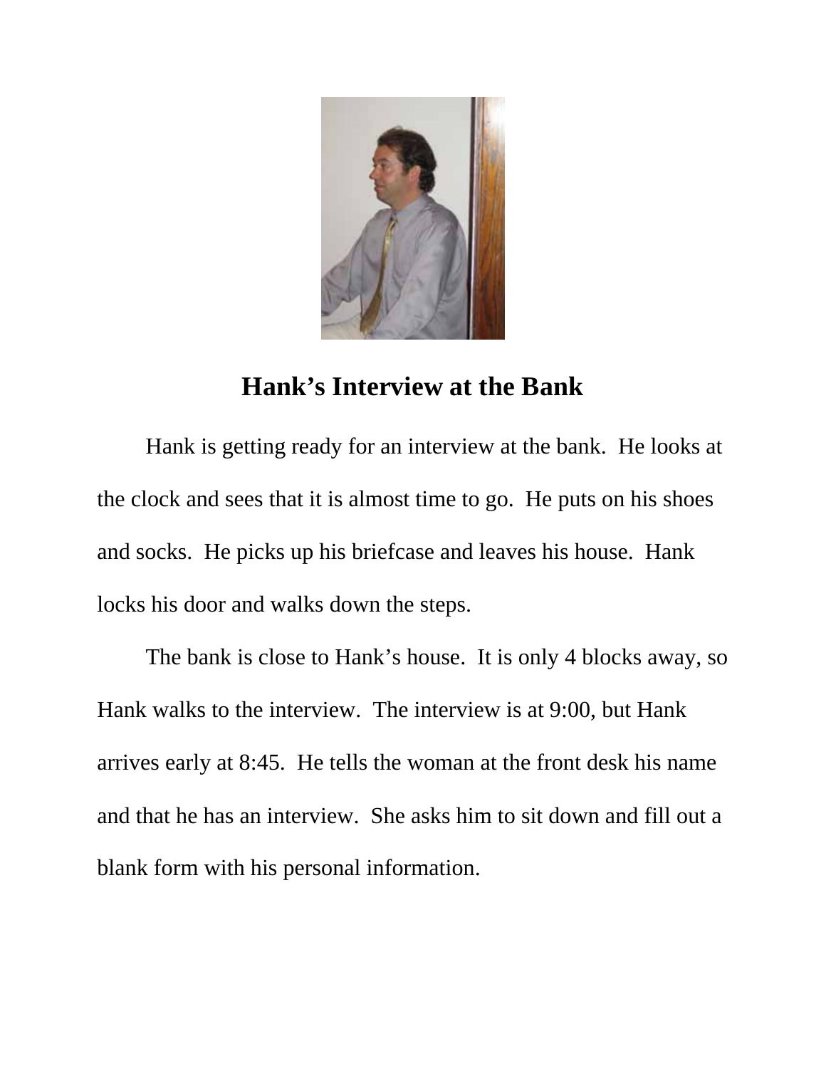# Hank's Interview at the Bank

Hank is getting ready for an interview at the bank. He looks at the clock and sees that it is almost time to go. He puts on his shoes and socks. He picks up his briefcase and leaves his house. Hank locks his door and walks down the steps.

The bank is close to Hank's house. It is only 4 blocks away, so Hank walks to the interview. The interview is at 9:00, but Hank arrives early at 8:45. He tells the woman at the front desk his name and that he has an interview. She asks him to sit down and fill out a blank form with his personal information.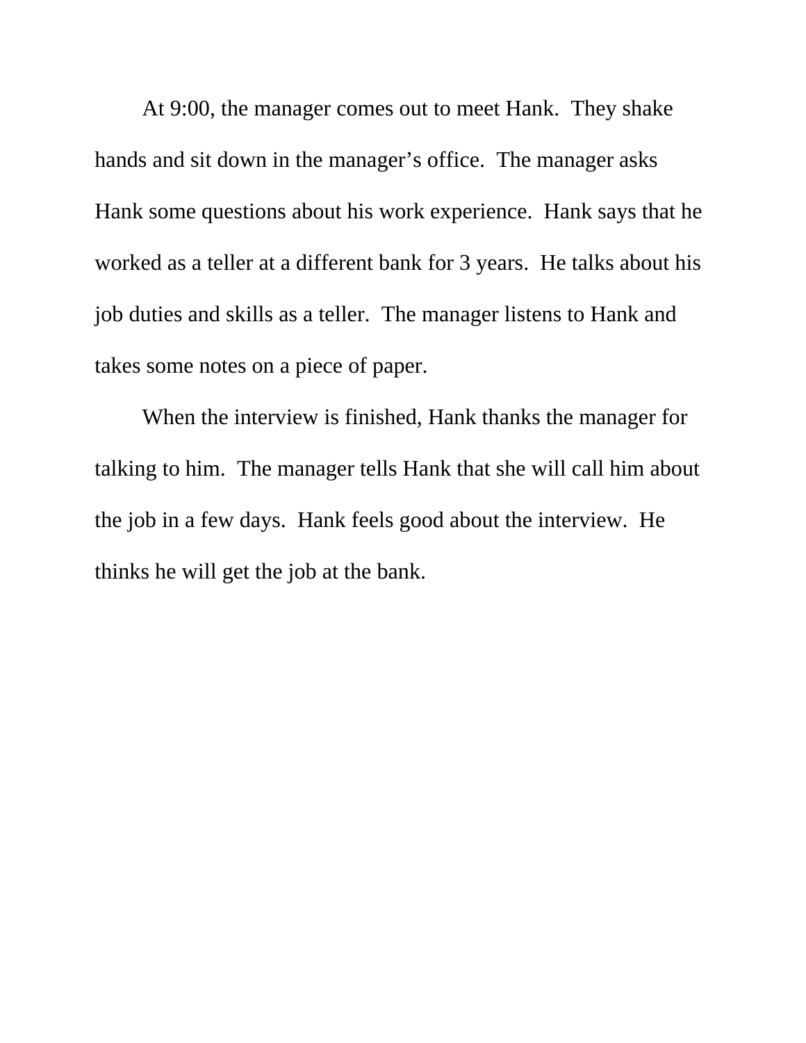At 9:00, the manager comes out to meet Hank. They shake hands and sit down in the manager's office. The manager asks Hank some questions about his work experience. Hank says that he worked as a teller at a different bank for 3 years. He talks about his job duties and skills as a teller. The manager listens to Hank and takes some notes on a piece of paper.

When the interview is finished, Hank thanks the manager for talking to him. The manager tells Hank that she will call him about the job in a few days. Hank feels good about the interview. He thinks he will get the job at the bank.